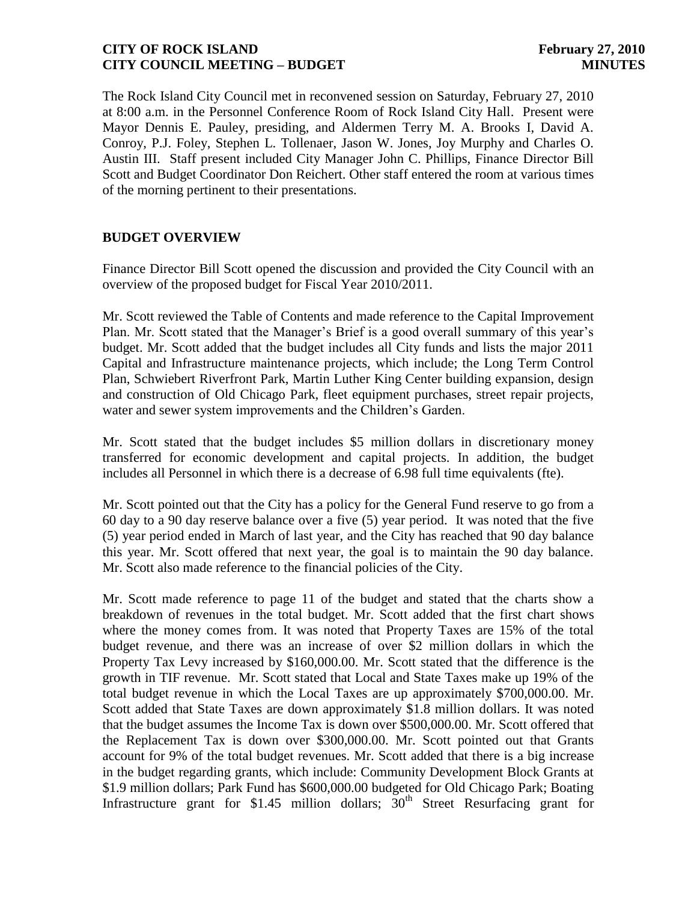The Rock Island City Council met in reconvened session on Saturday, February 27, 2010 at 8:00 a.m. in the Personnel Conference Room of Rock Island City Hall. Present were Mayor Dennis E. Pauley, presiding, and Aldermen Terry M. A. Brooks I, David A. Conroy, P.J. Foley, Stephen L. Tollenaer, Jason W. Jones, Joy Murphy and Charles O. Austin III. Staff present included City Manager John C. Phillips, Finance Director Bill Scott and Budget Coordinator Don Reichert. Other staff entered the room at various times of the morning pertinent to their presentations.

## BUDGET OVERVIEW

Finance Director Bill Scott opened the discussion and provided the City Council with an overview of the proposed budget for Fiscal Year 2010/2011.

Mr. Scott reviewed the Table of Contents and made reference to the Capital Improvement Plan. Mr. Scott stated that the Manager's Brief is a good overall summary of this year's budget. Mr. Scott added that the budget includes all City funds and lists the major 2011 Capital and Infrastructure maintenance projects, which include; the Long Term Control Plan, Schwiebert Riverfront Park, Martin Luther King Center building expansion, design and construction of Old Chicago Park, fleet equipment purchases, street repair projects, water and sewer system improvements and the Children's Garden.

Mr. Scott stated that the budget includes $5 million dollars in discretionary money transferred for economic development and capital projects. In addition, the budget includes all Personnel in which there is a decrease of 6.98 full time equivalents (fte).

Mr. Scott pointed out that the City has a policy for the General Fund reserve to go from a 60 day to a 90 day reserve balance over a five (5) year period. It was noted that the five (5) year period ended in March of last year, and the City has reached that 90 day balance this year. Mr. Scott offered that next year, the goal is to maintain the 90 day balance. Mr. Scott also made reference to the financial policies of the City.

Mr. Scott made reference to page 11 of the budget and stated that the charts show a breakdown of revenues in the total budget. Mr. Scott added that the first chart shows where the money comes from. It was noted that Property Taxes are 15% of the total budget revenue, and there was an increase of over $2 million dollars in which the Property Tax Levy increased by $160,000.00. Mr. Scott stated that the difference is the growth in TIF revenue. Mr. Scott stated that Local and State Taxes make up 19% of the total budget revenue in which the Local Taxes are up approximately $700,000.00. Mr. Scott added that State Taxes are down approximately $1.8 million dollars. It was noted that the budget assumes the Income Tax is down over $500,000.00. Mr. Scott offered that the Replacement Tax is down over $300,000.00. Mr. Scott pointed out that Grants account for 9% of the total budget revenues. Mr. Scott added that there is a big increase in the budget regarding grants, which include: Community Development Block Grants at $1.9 million dollars; Park Fund has $600,000.00 budgeted for Old Chicago Park; Boating Infrastructure grant for $1.45 million dollars; 30th Street Resurfacing grant for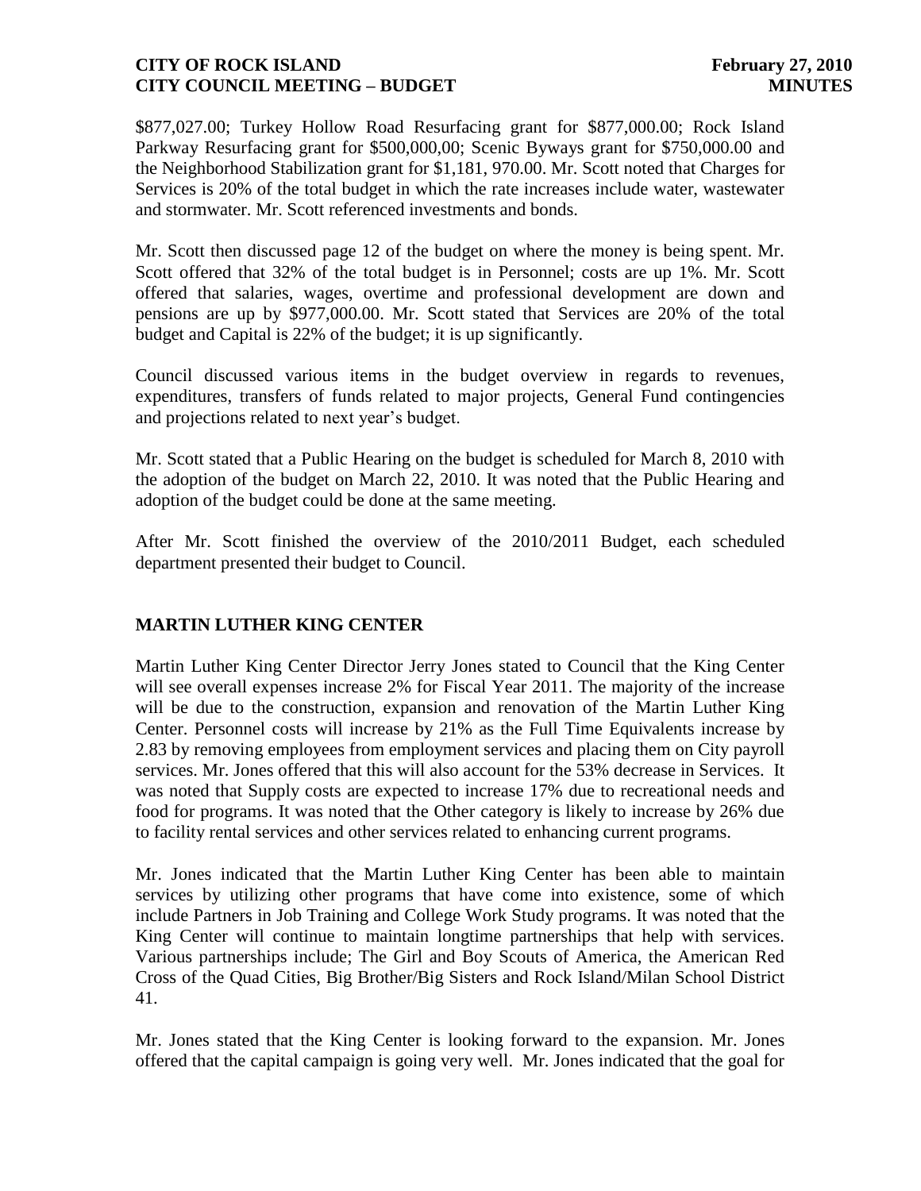$877,027.00; Turkey Hollow Road Resurfacing grant for $877,000.00; Rock Island Parkway Resurfacing grant for $500,000,00; Scenic Byways grant for $750,000.00 and the Neighborhood Stabilization grant for $1,181, 970.00. Mr. Scott noted that Charges for Services is 20% of the total budget in which the rate increases include water, wastewater and stormwater. Mr. Scott referenced investments and bonds.

Mr. Scott then discussed page 12 of the budget on where the money is being spent. Mr. Scott offered that 32% of the total budget is in Personnel; costs are up 1%. Mr. Scott offered that salaries, wages, overtime and professional development are down and pensions are up by $977,000.00. Mr. Scott stated that Services are 20% of the total budget and Capital is 22% of the budget; it is up significantly.

Council discussed various items in the budget overview in regards to revenues, expenditures, transfers of funds related to major projects, General Fund contingencies and projections related to next year's budget.

Mr. Scott stated that a Public Hearing on the budget is scheduled for March 8, 2010 with the adoption of the budget on March 22, 2010. It was noted that the Public Hearing and adoption of the budget could be done at the same meeting.

After Mr. Scott finished the overview of the 2010/2011 Budget, each scheduled department presented their budget to Council.

## MARTIN LUTHER KING CENTER

Martin Luther King Center Director Jerry Jones stated to Council that the King Center will see overall expenses increase 2% for Fiscal Year 2011. The majority of the increase will be due to the construction, expansion and renovation of the Martin Luther King Center. Personnel costs will increase by 21% as the Full Time Equivalents increase by 2.83 by removing employees from employment services and placing them on City payroll services. Mr. Jones offered that this will also account for the 53% decrease in Services. It was noted that Supply costs are expected to increase 17% due to recreational needs and food for programs. It was noted that the Other category is likely to increase by 26% due to facility rental services and other services related to enhancing current programs.

Mr. Jones indicated that the Martin Luther King Center has been able to maintain services by utilizing other programs that have come into existence, some of which include Partners in Job Training and College Work Study programs. It was noted that the King Center will continue to maintain longtime partnerships that help with services. Various partnerships include; The Girl and Boy Scouts of America, the American Red Cross of the Quad Cities, Big Brother/Big Sisters and Rock Island/Milan School District 41.

Mr. Jones stated that the King Center is looking forward to the expansion. Mr. Jones offered that the capital campaign is going very well. Mr. Jones indicated that the goal for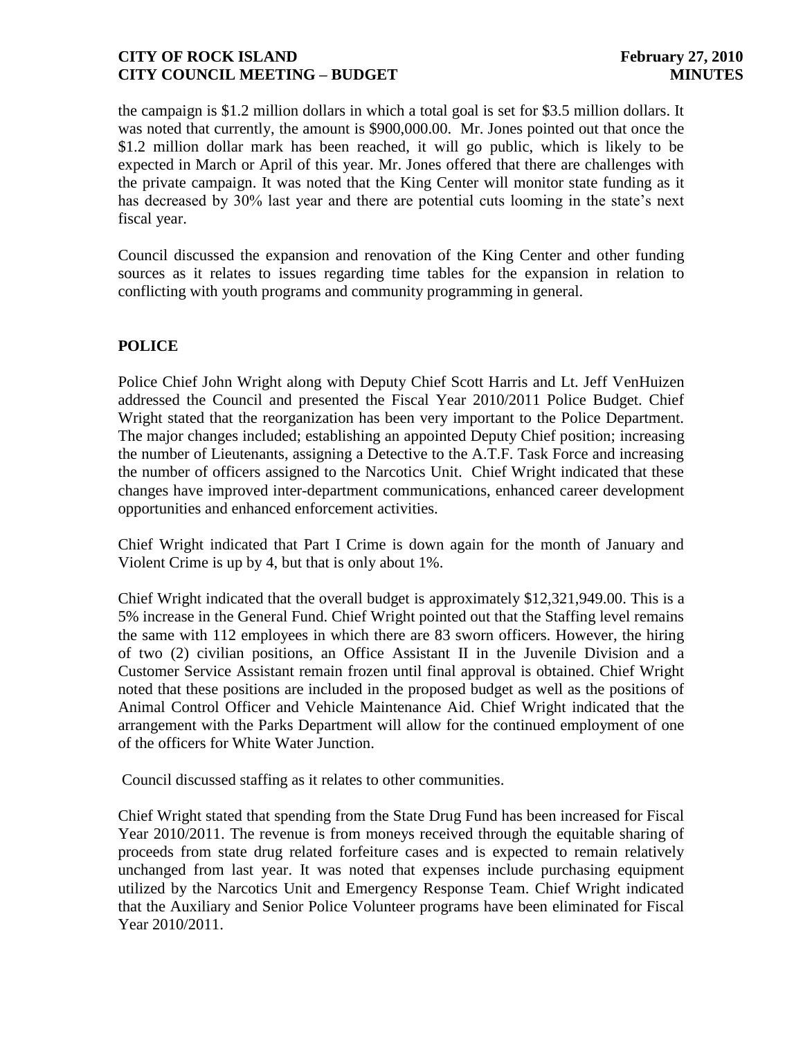the campaign is $1.2 million dollars in which a total goal is set for $3.5 million dollars. It was noted that currently, the amount is $900,000.00. Mr. Jones pointed out that once the $1.2 million dollar mark has been reached, it will go public, which is likely to be expected in March or April of this year. Mr. Jones offered that there are challenges with the private campaign. It was noted that the King Center will monitor state funding as it has decreased by 30% last year and there are potential cuts looming in the state's next fiscal year.

Council discussed the expansion and renovation of the King Center and other funding sources as it relates to issues regarding time tables for the expansion in relation to conflicting with youth programs and community programming in general.

## POLICE

Police Chief John Wright along with Deputy Chief Scott Harris and Lt. Jeff VenHuizen addressed the Council and presented the Fiscal Year 2010/2011 Police Budget. Chief Wright stated that the reorganization has been very important to the Police Department. The major changes included; establishing an appointed Deputy Chief position; increasing the number of Lieutenants, assigning a Detective to the A.T.F. Task Force and increasing the number of officers assigned to the Narcotics Unit. Chief Wright indicated that these changes have improved inter-department communications, enhanced career development opportunities and enhanced enforcement activities.

Chief Wright indicated that Part I Crime is down again for the month of January and Violent Crime is up by 4, but that is only about 1%.

Chief Wright indicated that the overall budget is approximately $12,321,949.00. This is a 5% increase in the General Fund. Chief Wright pointed out that the Staffing level remains the same with 112 employees in which there are 83 sworn officers. However, the hiring of two (2) civilian positions, an Office Assistant II in the Juvenile Division and a Customer Service Assistant remain frozen until final approval is obtained. Chief Wright noted that these positions are included in the proposed budget as well as the positions of Animal Control Officer and Vehicle Maintenance Aid. Chief Wright indicated that the arrangement with the Parks Department will allow for the continued employment of one of the officers for White Water Junction.

Council discussed staffing as it relates to other communities.

Chief Wright stated that spending from the State Drug Fund has been increased for Fiscal Year 2010/2011. The revenue is from moneys received through the equitable sharing of proceeds from state drug related forfeiture cases and is expected to remain relatively unchanged from last year. It was noted that expenses include purchasing equipment utilized by the Narcotics Unit and Emergency Response Team. Chief Wright indicated that the Auxiliary and Senior Police Volunteer programs have been eliminated for Fiscal Year 2010/2011.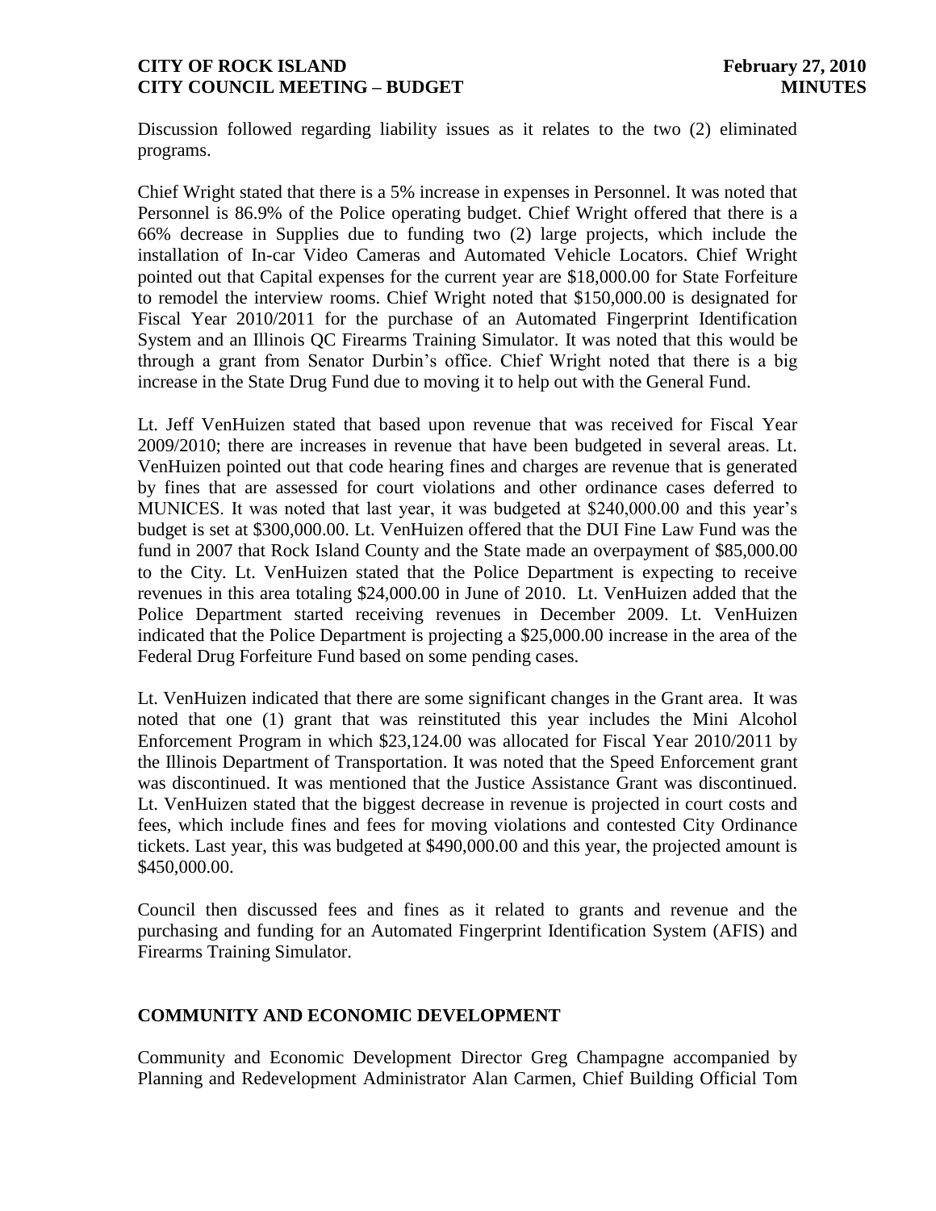Discussion followed regarding liability issues as it relates to the two (2) eliminated programs.

Chief Wright stated that there is a 5% increase in expenses in Personnel. It was noted that Personnel is 86.9% of the Police operating budget. Chief Wright offered that there is a 66% decrease in Supplies due to funding two (2) large projects, which include the installation of In-car Video Cameras and Automated Vehicle Locators. Chief Wright pointed out that Capital expenses for the current year are $18,000.00 for State Forfeiture to remodel the interview rooms. Chief Wright noted that $150,000.00 is designated for Fiscal Year 2010/2011 for the purchase of an Automated Fingerprint Identification System and an Illinois QC Firearms Training Simulator. It was noted that this would be through a grant from Senator Durbin's office. Chief Wright noted that there is a big increase in the State Drug Fund due to moving it to help out with the General Fund.

Lt. Jeff VenHuizen stated that based upon revenue that was received for Fiscal Year 2009/2010; there are increases in revenue that have been budgeted in several areas. Lt. VenHuizen pointed out that code hearing fines and charges are revenue that is generated by fines that are assessed for court violations and other ordinance cases deferred to MUNICES. It was noted that last year, it was budgeted at $240,000.00 and this year's budget is set at $300,000.00. Lt. VenHuizen offered that the DUI Fine Law Fund was the fund in 2007 that Rock Island County and the State made an overpayment of $85,000.00 to the City. Lt. VenHuizen stated that the Police Department is expecting to receive revenues in this area totaling $24,000.00 in June of 2010. Lt. VenHuizen added that the Police Department started receiving revenues in December 2009. Lt. VenHuizen indicated that the Police Department is projecting a $25,000.00 increase in the area of the Federal Drug Forfeiture Fund based on some pending cases.

Lt. VenHuizen indicated that there are some significant changes in the Grant area. It was noted that one (1) grant that was reinstituted this year includes the Mini Alcohol Enforcement Program in which $23,124.00 was allocated for Fiscal Year 2010/2011 by the Illinois Department of Transportation. It was noted that the Speed Enforcement grant was discontinued. It was mentioned that the Justice Assistance Grant was discontinued. Lt. VenHuizen stated that the biggest decrease in revenue is projected in court costs and fees, which include fines and fees for moving violations and contested City Ordinance tickets. Last year, this was budgeted at $490,000.00 and this year, the projected amount is $450,000.00.

Council then discussed fees and fines as it related to grants and revenue and the purchasing and funding for an Automated Fingerprint Identification System (AFIS) and Firearms Training Simulator.

## COMMUNITY AND ECONOMIC DEVELOPMENT

Community and Economic Development Director Greg Champagne accompanied by Planning and Redevelopment Administrator Alan Carmen, Chief Building Official Tom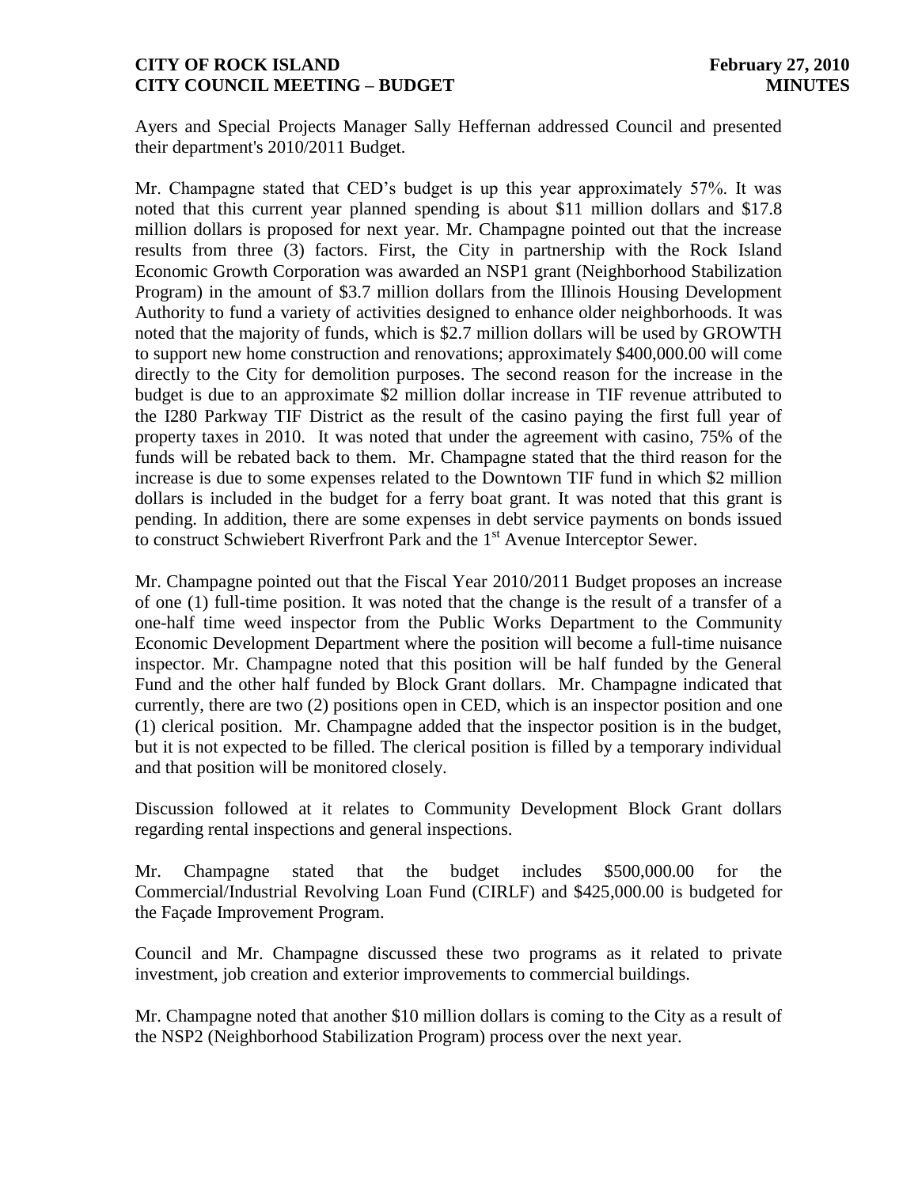Ayers and Special Projects Manager Sally Heffernan addressed Council and presented their department's 2010/2011 Budget.

Mr. Champagne stated that CED's budget is up this year approximately 57%. It was noted that this current year planned spending is about \$11 million dollars and \$17.8 million dollars is proposed for next year. Mr. Champagne pointed out that the increase results from three (3) factors. First, the City in partnership with the Rock Island Economic Growth Corporation was awarded an NSP1 grant (Neighborhood Stabilization Program) in the amount of \$3.7 million dollars from the Illinois Housing Development Authority to fund a variety of activities designed to enhance older neighborhoods. It was noted that the majority of funds, which is \$2.7 million dollars will be used by GROWTH to support new home construction and renovations; approximately \$400,000.00 will come directly to the City for demolition purposes. The second reason for the increase in the budget is due to an approximate \$2 million dollar increase in TIF revenue attributed to the I280 Parkway TIF District as the result of the casino paying the first full year of property taxes in 2010. It was noted that under the agreement with casino, 75% of the funds will be rebated back to them. Mr. Champagne stated that the third reason for the increase is due to some expenses related to the Downtown TIF fund in which \$2 million dollars is included in the budget for a ferry boat grant. It was noted that this grant is pending. In addition, there are some expenses in debt service payments on bonds issued to construct Schwiebert Riverfront Park and the 1st Avenue Interceptor Sewer.

Mr. Champagne pointed out that the Fiscal Year 2010/2011 Budget proposes an increase of one (1) full-time position. It was noted that the change is the result of a transfer of a one-half time weed inspector from the Public Works Department to the Community Economic Development Department where the position will become a full-time nuisance inspector. Mr. Champagne noted that this position will be half funded by the General Fund and the other half funded by Block Grant dollars. Mr. Champagne indicated that currently, there are two (2) positions open in CED, which is an inspector position and one (1) clerical position. Mr. Champagne added that the inspector position is in the budget, but it is not expected to be filled. The clerical position is filled by a temporary individual and that position will be monitored closely.

Discussion followed at it relates to Community Development Block Grant dollars regarding rental inspections and general inspections.

Mr. Champagne stated that the budget includes \$500,000.00 for the Commercial/Industrial Revolving Loan Fund (CIRLF) and \$425,000.00 is budgeted for the Façade Improvement Program.

Council and Mr. Champagne discussed these two programs as it related to private investment, job creation and exterior improvements to commercial buildings.

Mr. Champagne noted that another \$10 million dollars is coming to the City as a result of the NSP2 (Neighborhood Stabilization Program) process over the next year.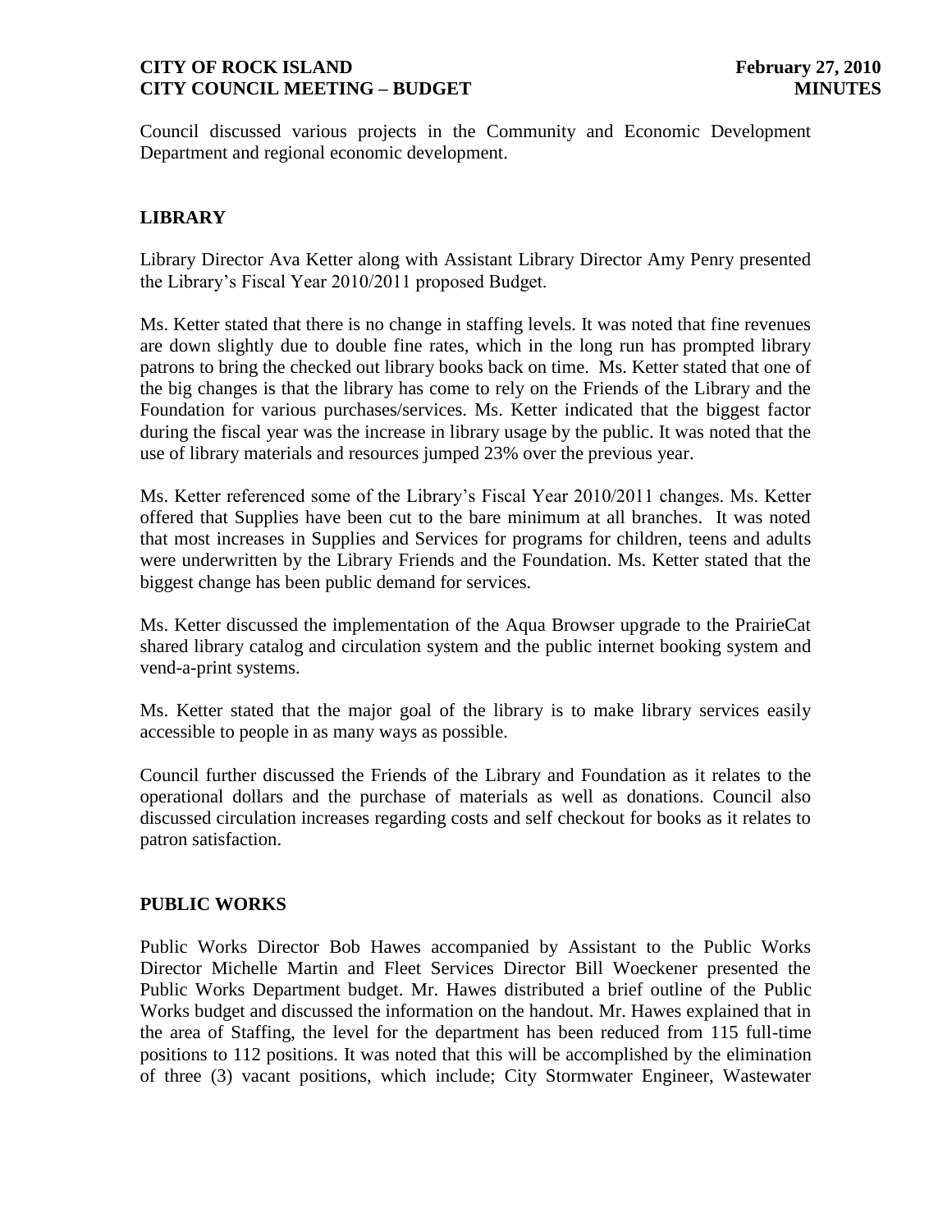Council discussed various projects in the Community and Economic Development Department and regional economic development.

## LIBRARY

Library Director Ava Ketter along with Assistant Library Director Amy Penry presented the Library's Fiscal Year 2010/2011 proposed Budget.

Ms. Ketter stated that there is no change in staffing levels. It was noted that fine revenues are down slightly due to double fine rates, which in the long run has prompted library patrons to bring the checked out library books back on time. Ms. Ketter stated that one of the big changes is that the library has come to rely on the Friends of the Library and the Foundation for various purchases/services. Ms. Ketter indicated that the biggest factor during the fiscal year was the increase in library usage by the public. It was noted that the use of library materials and resources jumped 23% over the previous year.

Ms. Ketter referenced some of the Library's Fiscal Year 2010/2011 changes. Ms. Ketter offered that Supplies have been cut to the bare minimum at all branches. It was noted that most increases in Supplies and Services for programs for children, teens and adults were underwritten by the Library Friends and the Foundation. Ms. Ketter stated that the biggest change has been public demand for services.

Ms. Ketter discussed the implementation of the Aqua Browser upgrade to the PrairieCat shared library catalog and circulation system and the public internet booking system and vend-a-print systems.

Ms. Ketter stated that the major goal of the library is to make library services easily accessible to people in as many ways as possible.

Council further discussed the Friends of the Library and Foundation as it relates to the operational dollars and the purchase of materials as well as donations. Council also discussed circulation increases regarding costs and self checkout for books as it relates to patron satisfaction.

## PUBLIC WORKS

Public Works Director Bob Hawes accompanied by Assistant to the Public Works Director Michelle Martin and Fleet Services Director Bill Woeckener presented the Public Works Department budget. Mr. Hawes distributed a brief outline of the Public Works budget and discussed the information on the handout. Mr. Hawes explained that in the area of Staffing, the level for the department has been reduced from 115 full-time positions to 112 positions. It was noted that this will be accomplished by the elimination of three (3) vacant positions, which include; City Stormwater Engineer, Wastewater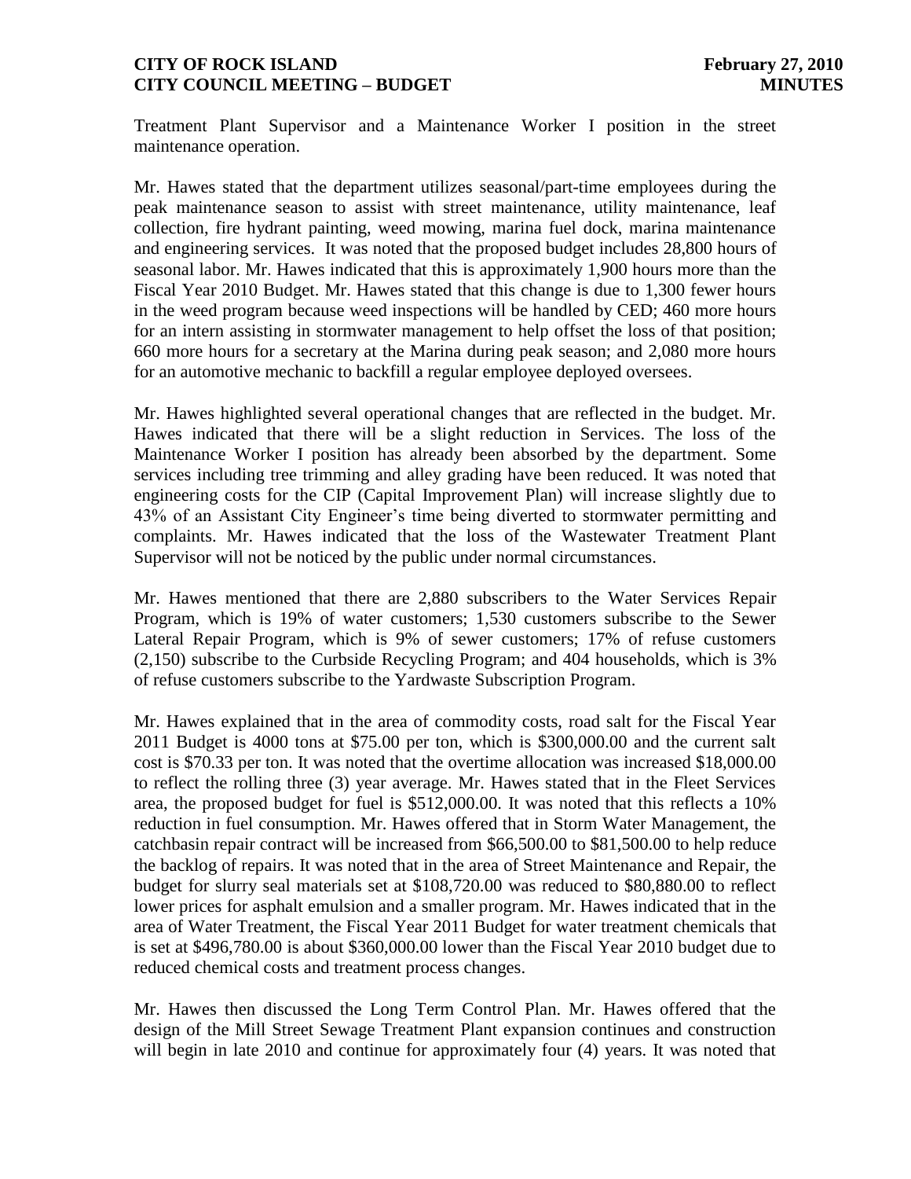Treatment Plant Supervisor and a Maintenance Worker I position in the street maintenance operation.

Mr. Hawes stated that the department utilizes seasonal/part-time employees during the peak maintenance season to assist with street maintenance, utility maintenance, leaf collection, fire hydrant painting, weed mowing, marina fuel dock, marina maintenance and engineering services. It was noted that the proposed budget includes 28,800 hours of seasonal labor. Mr. Hawes indicated that this is approximately 1,900 hours more than the Fiscal Year 2010 Budget. Mr. Hawes stated that this change is due to 1,300 fewer hours in the weed program because weed inspections will be handled by CED; 460 more hours for an intern assisting in stormwater management to help offset the loss of that position; 660 more hours for a secretary at the Marina during peak season; and 2,080 more hours for an automotive mechanic to backfill a regular employee deployed oversees.

Mr. Hawes highlighted several operational changes that are reflected in the budget. Mr. Hawes indicated that there will be a slight reduction in Services. The loss of the Maintenance Worker I position has already been absorbed by the department. Some services including tree trimming and alley grading have been reduced. It was noted that engineering costs for the CIP (Capital Improvement Plan) will increase slightly due to 43% of an Assistant City Engineer's time being diverted to stormwater permitting and complaints. Mr. Hawes indicated that the loss of the Wastewater Treatment Plant Supervisor will not be noticed by the public under normal circumstances.

Mr. Hawes mentioned that there are 2,880 subscribers to the Water Services Repair Program, which is 19% of water customers; 1,530 customers subscribe to the Sewer Lateral Repair Program, which is 9% of sewer customers; 17% of refuse customers (2,150) subscribe to the Curbside Recycling Program; and 404 households, which is 3% of refuse customers subscribe to the Yardwaste Subscription Program.

Mr. Hawes explained that in the area of commodity costs, road salt for the Fiscal Year 2011 Budget is 4000 tons at $75.00 per ton, which is $300,000.00 and the current salt cost is $70.33 per ton. It was noted that the overtime allocation was increased $18,000.00 to reflect the rolling three (3) year average. Mr. Hawes stated that in the Fleet Services area, the proposed budget for fuel is $512,000.00. It was noted that this reflects a 10% reduction in fuel consumption. Mr. Hawes offered that in Storm Water Management, the catchbasin repair contract will be increased from $66,500.00 to $81,500.00 to help reduce the backlog of repairs. It was noted that in the area of Street Maintenance and Repair, the budget for slurry seal materials set at $108,720.00 was reduced to $80,880.00 to reflect lower prices for asphalt emulsion and a smaller program. Mr. Hawes indicated that in the area of Water Treatment, the Fiscal Year 2011 Budget for water treatment chemicals that is set at $496,780.00 is about $360,000.00 lower than the Fiscal Year 2010 budget due to reduced chemical costs and treatment process changes.

Mr. Hawes then discussed the Long Term Control Plan. Mr. Hawes offered that the design of the Mill Street Sewage Treatment Plant expansion continues and construction will begin in late 2010 and continue for approximately four (4) years. It was noted that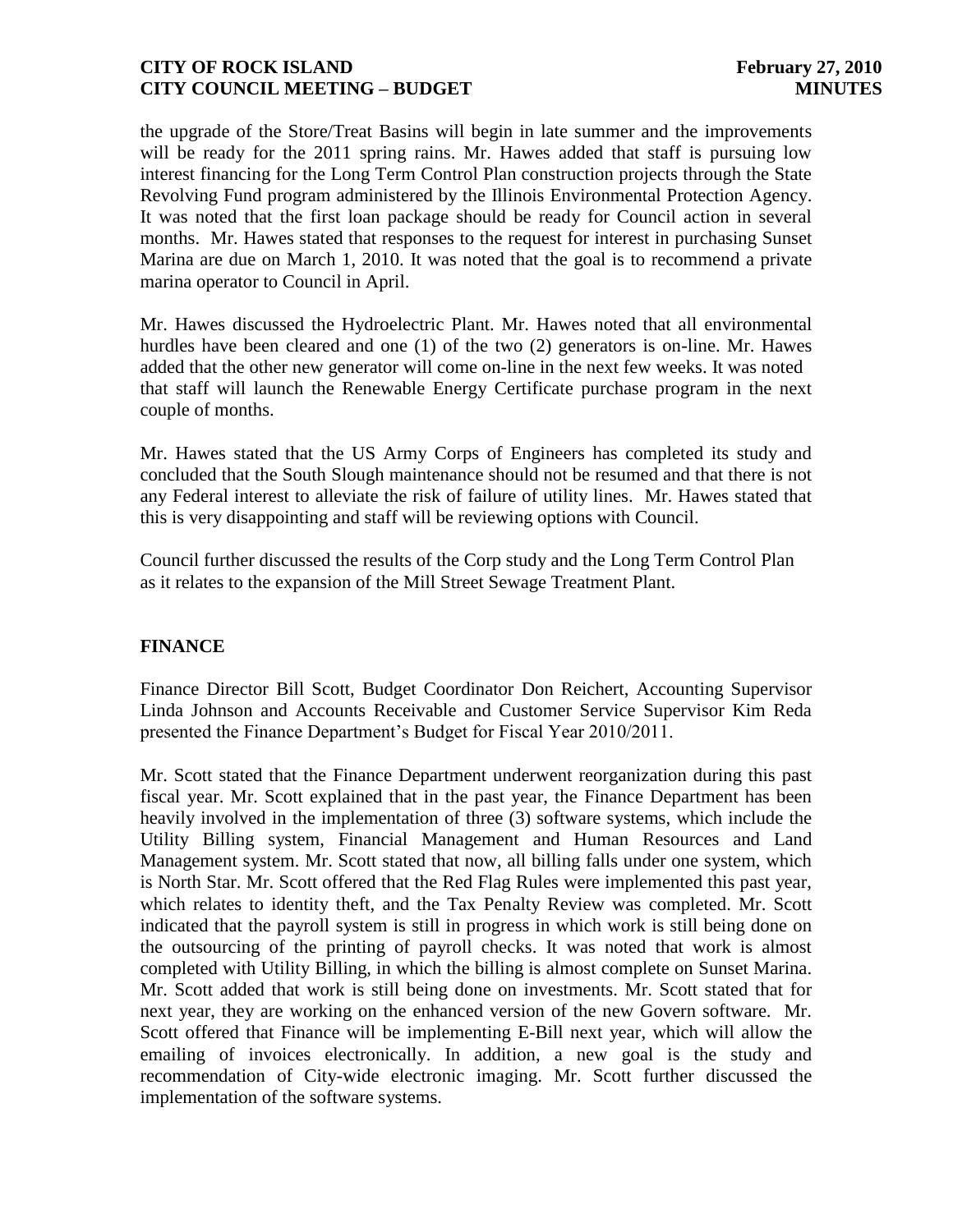the upgrade of the Store/Treat Basins will begin in late summer and the improvements will be ready for the 2011 spring rains. Mr. Hawes added that staff is pursuing low interest financing for the Long Term Control Plan construction projects through the State Revolving Fund program administered by the Illinois Environmental Protection Agency. It was noted that the first loan package should be ready for Council action in several months. Mr. Hawes stated that responses to the request for interest in purchasing Sunset Marina are due on March 1, 2010. It was noted that the goal is to recommend a private marina operator to Council in April.

Mr. Hawes discussed the Hydroelectric Plant. Mr. Hawes noted that all environmental hurdles have been cleared and one (1) of the two (2) generators is on-line. Mr. Hawes added that the other new generator will come on-line in the next few weeks. It was noted that staff will launch the Renewable Energy Certificate purchase program in the next couple of months.

Mr. Hawes stated that the US Army Corps of Engineers has completed its study and concluded that the South Slough maintenance should not be resumed and that there is not any Federal interest to alleviate the risk of failure of utility lines. Mr. Hawes stated that this is very disappointing and staff will be reviewing options with Council.

Council further discussed the results of the Corp study and the Long Term Control Plan as it relates to the expansion of the Mill Street Sewage Treatment Plant.

**FINANCE**

Finance Director Bill Scott, Budget Coordinator Don Reichert, Accounting Supervisor Linda Johnson and Accounts Receivable and Customer Service Supervisor Kim Reda presented the Finance Department's Budget for Fiscal Year 2010/2011.

Mr. Scott stated that the Finance Department underwent reorganization during this past fiscal year. Mr. Scott explained that in the past year, the Finance Department has been heavily involved in the implementation of three (3) software systems, which include the Utility Billing system, Financial Management and Human Resources and Land Management system. Mr. Scott stated that now, all billing falls under one system, which is North Star. Mr. Scott offered that the Red Flag Rules were implemented this past year, which relates to identity theft, and the Tax Penalty Review was completed. Mr. Scott indicated that the payroll system is still in progress in which work is still being done on the outsourcing of the printing of payroll checks. It was noted that work is almost completed with Utility Billing, in which the billing is almost complete on Sunset Marina. Mr. Scott added that work is still being done on investments. Mr. Scott stated that for next year, they are working on the enhanced version of the new Govern software. Mr. Scott offered that Finance will be implementing E-Bill next year, which will allow the emailing of invoices electronically. In addition, a new goal is the study and recommendation of City-wide electronic imaging. Mr. Scott further discussed the implementation of the software systems.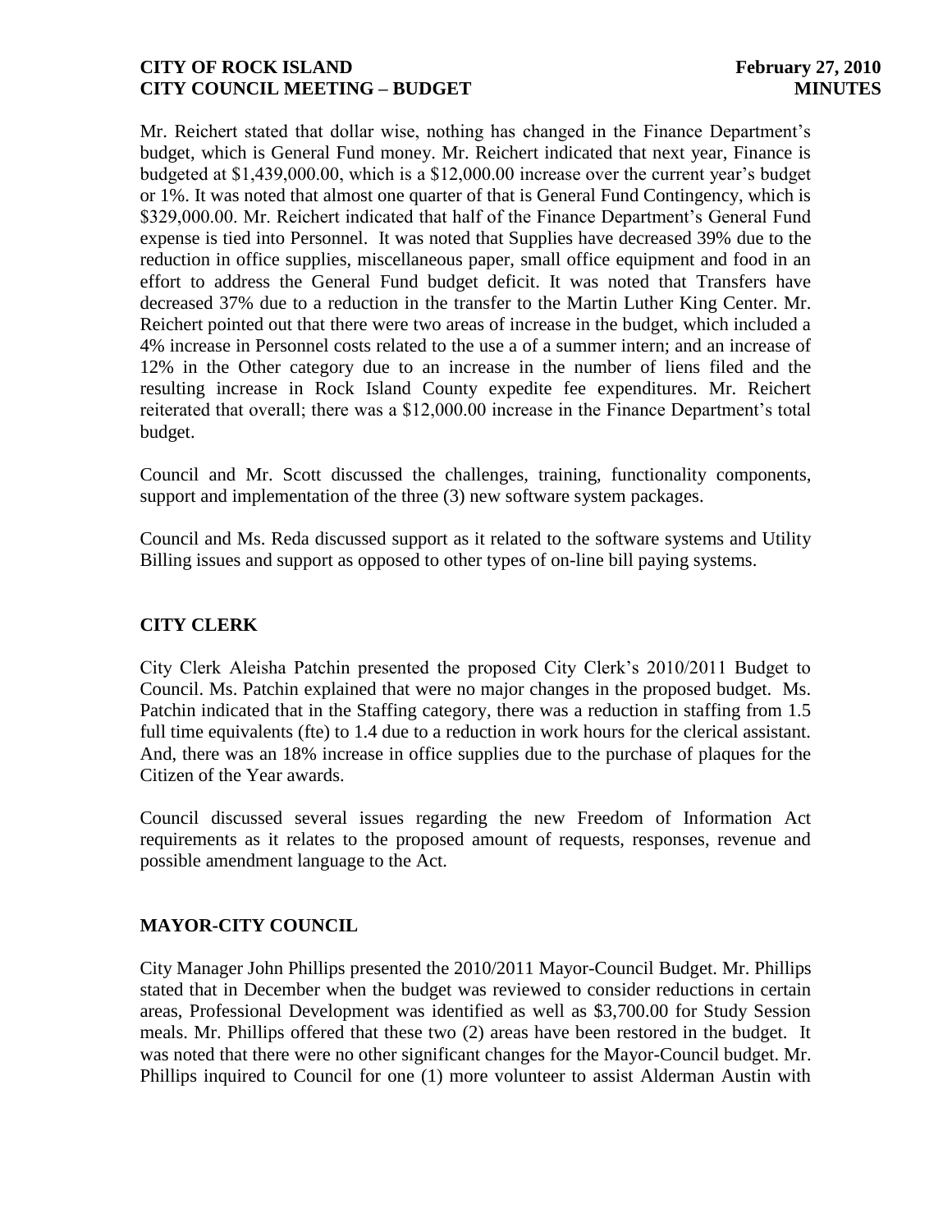Mr. Reichert stated that dollar wise, nothing has changed in the Finance Department's budget, which is General Fund money. Mr. Reichert indicated that next year, Finance is budgeted at $1,439,000.00, which is a $12,000.00 increase over the current year's budget or 1%. It was noted that almost one quarter of that is General Fund Contingency, which is $329,000.00. Mr. Reichert indicated that half of the Finance Department's General Fund expense is tied into Personnel. It was noted that Supplies have decreased 39% due to the reduction in office supplies, miscellaneous paper, small office equipment and food in an effort to address the General Fund budget deficit. It was noted that Transfers have decreased 37% due to a reduction in the transfer to the Martin Luther King Center. Mr. Reichert pointed out that there were two areas of increase in the budget, which included a 4% increase in Personnel costs related to the use a of a summer intern; and an increase of 12% in the Other category due to an increase in the number of liens filed and the resulting increase in Rock Island County expedite fee expenditures. Mr. Reichert reiterated that overall; there was a $12,000.00 increase in the Finance Department's total budget.

Council and Mr. Scott discussed the challenges, training, functionality components, support and implementation of the three (3) new software system packages.

Council and Ms. Reda discussed support as it related to the software systems and Utility Billing issues and support as opposed to other types of on-line bill paying systems.

## CITY CLERK

City Clerk Aleisha Patchin presented the proposed City Clerk's 2010/2011 Budget to Council. Ms. Patchin explained that were no major changes in the proposed budget. Ms. Patchin indicated that in the Staffing category, there was a reduction in staffing from 1.5 full time equivalents (fte) to 1.4 due to a reduction in work hours for the clerical assistant. And, there was an 18% increase in office supplies due to the purchase of plaques for the Citizen of the Year awards.

Council discussed several issues regarding the new Freedom of Information Act requirements as it relates to the proposed amount of requests, responses, revenue and possible amendment language to the Act.

## MAYOR-CITY COUNCIL

City Manager John Phillips presented the 2010/2011 Mayor-Council Budget. Mr. Phillips stated that in December when the budget was reviewed to consider reductions in certain areas, Professional Development was identified as well as $3,700.00 for Study Session meals. Mr. Phillips offered that these two (2) areas have been restored in the budget. It was noted that there were no other significant changes for the Mayor-Council budget. Mr. Phillips inquired to Council for one (1) more volunteer to assist Alderman Austin with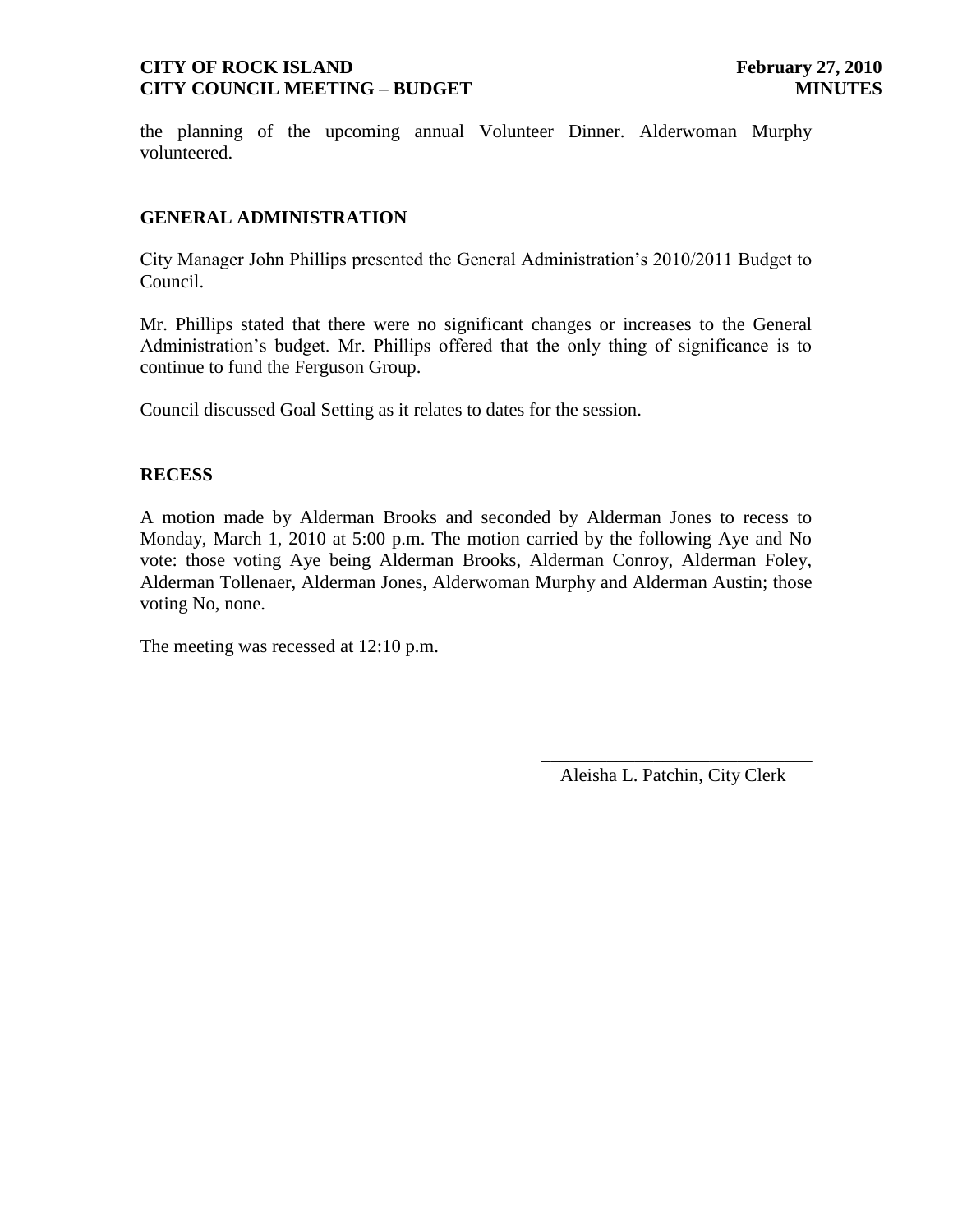the planning of the upcoming annual Volunteer Dinner. Alderwoman Murphy volunteered.

## GENERAL ADMINISTRATION

City Manager John Phillips presented the General Administration's 2010/2011 Budget to Council.

Mr. Phillips stated that there were no significant changes or increases to the General Administration's budget. Mr. Phillips offered that the only thing of significance is to continue to fund the Ferguson Group.

Council discussed Goal Setting as it relates to dates for the session.

## RECESS

A motion made by Alderman Brooks and seconded by Alderman Jones to recess to Monday, March 1, 2010 at 5:00 p.m. The motion carried by the following Aye and No vote: those voting Aye being Alderman Brooks, Alderman Conroy, Alderman Foley, Alderman Tollenaer, Alderman Jones, Alderwoman Murphy and Alderman Austin; those voting No, none.

The meeting was recessed at 12:10 p.m.

\_\_\_\_\_\_\_\_\_\_\_\_\_\_\_\_\_\_\_\_\_\_\_\_\_\_\_\_\_\_

Aleisha L. Patchin, City Clerk